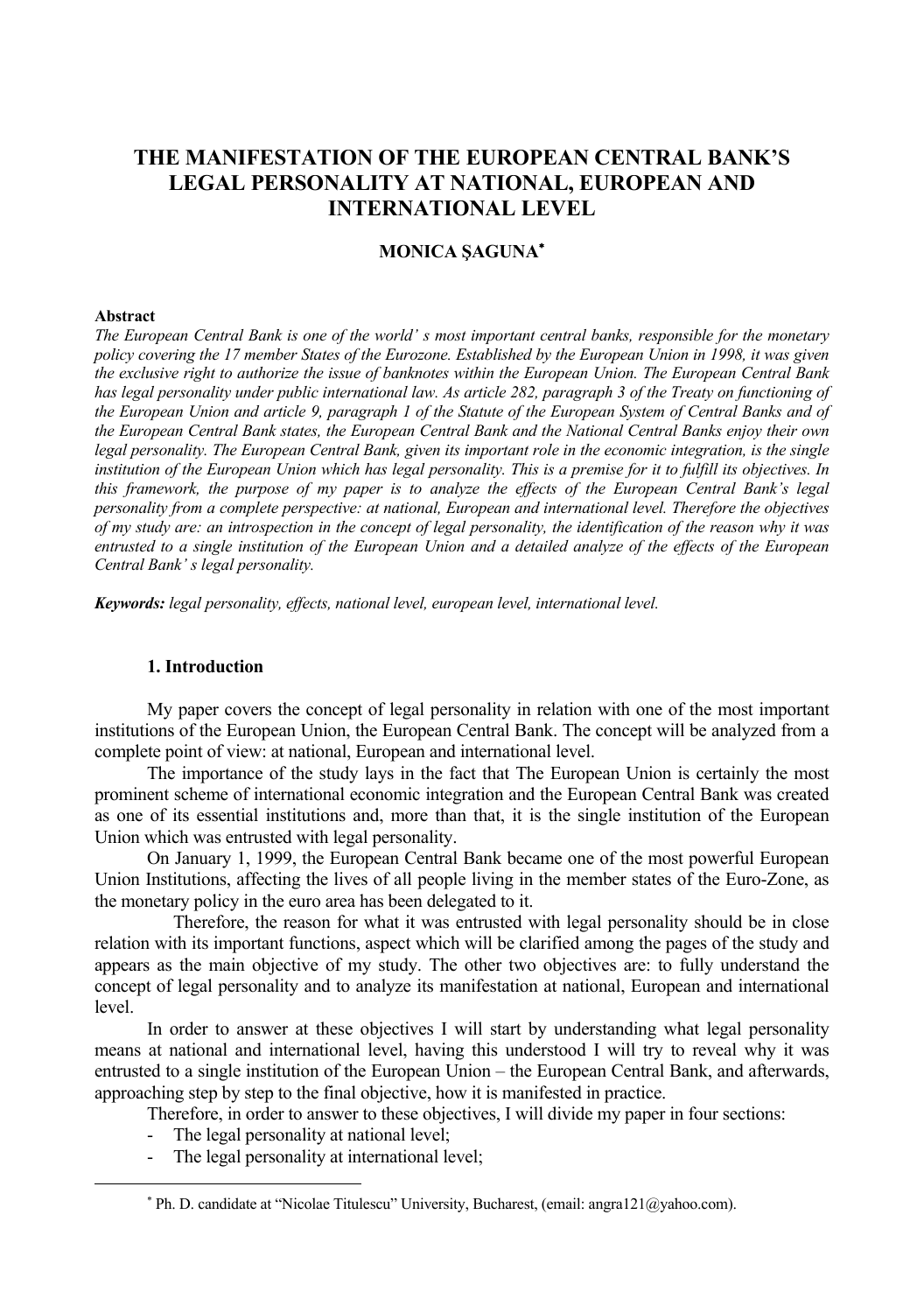# THE MANIFESTATION OF THE EUROPEAN CENTRAL BANK'S LEGAL PERSONALITY AT NATIONAL, EUROPEAN AND INTERNATIONAL LEVEL

**MONICA ŞAGUNA***

**Abstract**

*The European Central Bank is one of the world' s most important central banks, responsible for the monetary policy covering the 17 member States of the Eurozone. Established by the European Union in 1998, it was given the exclusive right to authorize the issue of banknotes within the European Union. The European Central Bank has legal personality under public international law. As article 282, paragraph 3 of the Treaty on functioning of the European Union and article 9, paragraph 1 of the Statute of the European System of Central Banks and of the European Central Bank states, the European Central Bank and the National Central Banks enjoy their own legal personality. The European Central Bank, given its important role in the economic integration, is the single institution of the European Union which has legal personality. This is a premise for it to fulfill its objectives. In this framework, the purpose of my paper is to analyze the effects of the European Central Bank's legal personality from a complete perspective: at national, European and international level. Therefore the objectives of my study are: an introspection in the concept of legal personality, the identification of the reason why it was entrusted to a single institution of the European Union and a detailed analyze of the effects of the European Central Bank' s legal personality.*

***Keywords:*** *legal personality, effects, national level, european level, international level.*

## 1. Introduction

My paper covers the concept of legal personality in relation with one of the most important institutions of the European Union, the European Central Bank. The concept will be analyzed from a complete point of view: at national, European and international level.

The importance of the study lays in the fact that The European Union is certainly the most prominent scheme of international economic integration and the European Central Bank was created as one of its essential institutions and, more than that, it is the single institution of the European Union which was entrusted with legal personality.

On January 1, 1999, the European Central Bank became one of the most powerful European Union Institutions, affecting the lives of all people living in the member states of the Euro-Zone, as the monetary policy in the euro area has been delegated to it.

Therefore, the reason for what it was entrusted with legal personality should be in close relation with its important functions, aspect which will be clarified among the pages of the study and appears as the main objective of my study. The other two objectives are: to fully understand the concept of legal personality and to analyze its manifestation at national, European and international level.

In order to answer at these objectives I will start by understanding what legal personality means at national and international level, having this understood I will try to reveal why it was entrusted to a single institution of the European Union – the European Central Bank, and afterwards, approaching step by step to the final objective, how it is manifested in practice.

Therefore, in order to answer to these objectives, I will divide my paper in four sections:

- The legal personality at national level;
- The legal personality at international level;

\* Ph. D. candidate at "Nicolae Titulescu" University, Bucharest, (email: angra121@yahoo.com).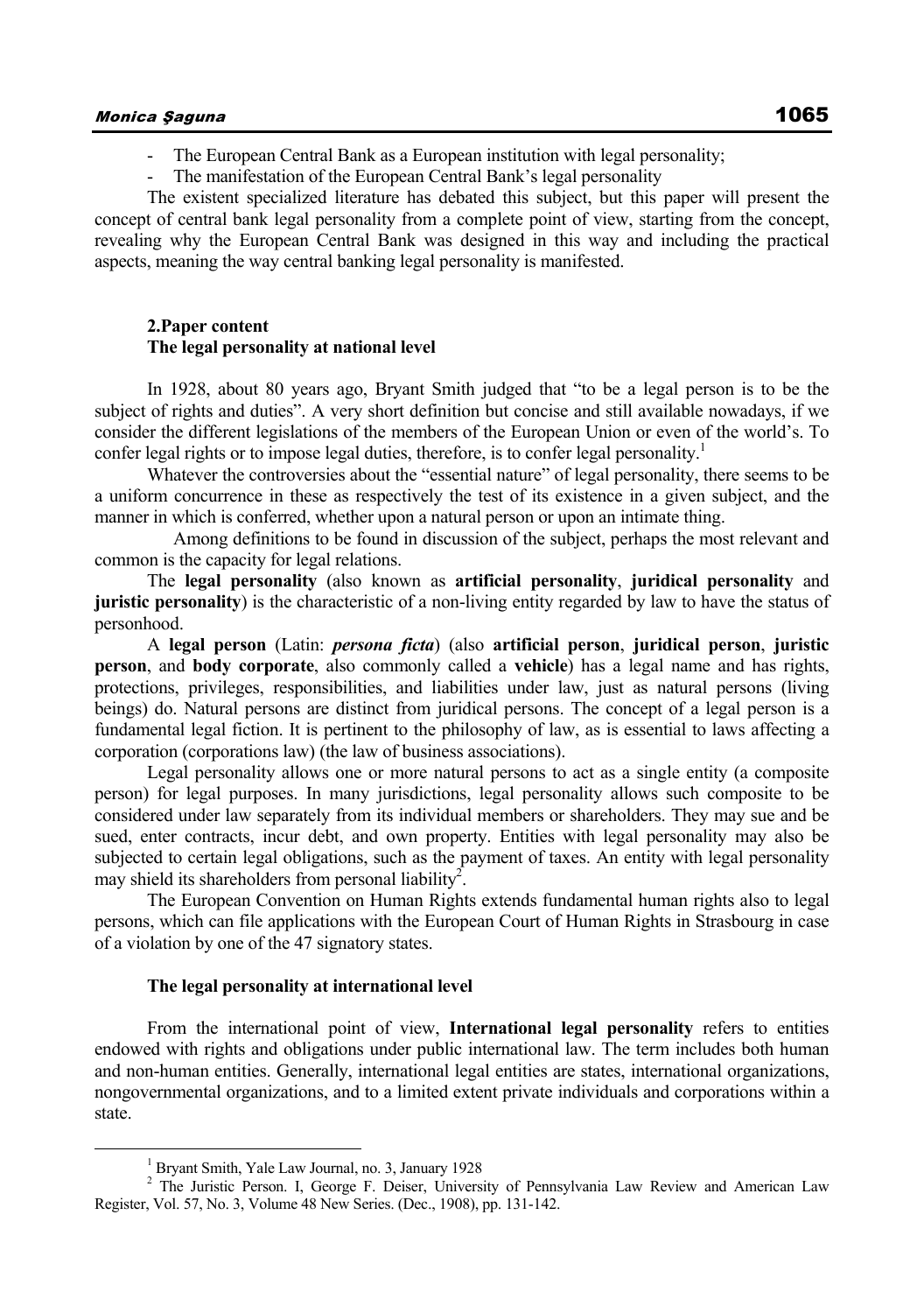- The European Central Bank as a European institution with legal personality;
- The manifestation of the European Central Bank's legal personality

The existent specialized literature has debated this subject, but this paper will present the concept of central bank legal personality from a complete point of view, starting from the concept, revealing why the European Central Bank was designed in this way and including the practical aspects, meaning the way central banking legal personality is manifested.

## 2.Paper content

### The legal personality at national level

In 1928, about 80 years ago, Bryant Smith judged that "to be a legal person is to be the subject of rights and duties". A very short definition but concise and still available nowadays, if we consider the different legislations of the members of the European Union or even of the world's. To confer legal rights or to impose legal duties, therefore, is to confer legal personality.[1]

Whatever the controversies about the "essential nature" of legal personality, there seems to be a uniform concurrence in these as respectively the test of its existence in a given subject, and the manner in which is conferred, whether upon a natural person or upon an intimate thing.

Among definitions to be found in discussion of the subject, perhaps the most relevant and common is the capacity for legal relations.

The **legal personality** (also known as **artificial personality**, **juridical personality** and **juristic personality**) is the characteristic of a non-living entity regarded by law to have the status of personhood.

A **legal person** (Latin: ***persona ficta***) (also **artificial person**, **juridical person**, **juristic person**, and **body corporate**, also commonly called a **vehicle**) has a legal name and has rights, protections, privileges, responsibilities, and liabilities under law, just as natural persons (living beings) do. Natural persons are distinct from juridical persons. The concept of a legal person is a fundamental legal fiction. It is pertinent to the philosophy of law, as is essential to laws affecting a corporation (corporations law) (the law of business associations).

Legal personality allows one or more natural persons to act as a single entity (a composite person) for legal purposes. In many jurisdictions, legal personality allows such composite to be considered under law separately from its individual members or shareholders. They may sue and be sued, enter contracts, incur debt, and own property. Entities with legal personality may also be subjected to certain legal obligations, such as the payment of taxes. An entity with legal personality may shield its shareholders from personal liability[2].

The European Convention on Human Rights extends fundamental human rights also to legal persons, which can file applications with the European Court of Human Rights in Strasbourg in case of a violation by one of the 47 signatory states.

### The legal personality at international level

From the international point of view, **International legal personality** refers to entities endowed with rights and obligations under public international law. The term includes both human and non-human entities. Generally, international legal entities are states, international organizations, nongovernmental organizations, and to a limited extent private individuals and corporations within a state.

---

[1] Bryant Smith, Yale Law Journal, no. 3, January 1928

[2] The Juristic Person. I, George F. Deiser, University of Pennsylvania Law Review and American Law Register, Vol. 57, No. 3, Volume 48 New Series. (Dec., 1908), pp. 131-142.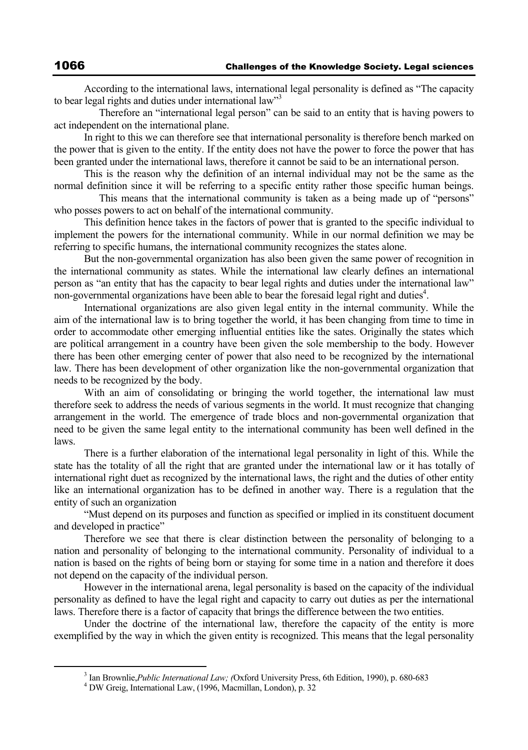According to the international laws, international legal personality is defined as "The capacity to bear legal rights and duties under international law"[3]

Therefore an "international legal person" can be said to an entity that is having powers to act independent on the international plane.

In right to this we can therefore see that international personality is therefore bench marked on the power that is given to the entity. If the entity does not have the power to force the power that has been granted under the international laws, therefore it cannot be said to be an international person.

This is the reason why the definition of an internal individual may not be the same as the normal definition since it will be referring to a specific entity rather those specific human beings.

This means that the international community is taken as a being made up of "persons" who posses powers to act on behalf of the international community.

This definition hence takes in the factors of power that is granted to the specific individual to implement the powers for the international community. While in our normal definition we may be referring to specific humans, the international community recognizes the states alone.

But the non-governmental organization has also been given the same power of recognition in the international community as states. While the international law clearly defines an international person as "an entity that has the capacity to bear legal rights and duties under the international law" non-governmental organizations have been able to bear the foresaid legal right and duties[4].

International organizations are also given legal entity in the internal community. While the aim of the international law is to bring together the world, it has been changing from time to time in order to accommodate other emerging influential entities like the sates. Originally the states which are political arrangement in a country have been given the sole membership to the body. However there has been other emerging center of power that also need to be recognized by the international law. There has been development of other organization like the non-governmental organization that needs to be recognized by the body.

With an aim of consolidating or bringing the world together, the international law must therefore seek to address the needs of various segments in the world. It must recognize that changing arrangement in the world. The emergence of trade blocs and non-governmental organization that need to be given the same legal entity to the international community has been well defined in the laws.

There is a further elaboration of the international legal personality in light of this. While the state has the totality of all the right that are granted under the international law or it has totally of international right duet as recognized by the international laws, the right and the duties of other entity like an international organization has to be defined in another way. There is a regulation that the entity of such an organization

"Must depend on its purposes and function as specified or implied in its constituent document and developed in practice"

Therefore we see that there is clear distinction between the personality of belonging to a nation and personality of belonging to the international community. Personality of individual to a nation is based on the rights of being born or staying for some time in a nation and therefore it does not depend on the capacity of the individual person.

However in the international arena, legal personality is based on the capacity of the individual personality as defined to have the legal right and capacity to carry out duties as per the international laws. Therefore there is a factor of capacity that brings the difference between the two entities.

Under the doctrine of the international law, therefore the capacity of the entity is more exemplified by the way in which the given entity is recognized. This means that the legal personality

---

[3] Ian Brownlie, *Public International Law; (*Oxford University Press, 6th Edition, 1990), p. 680-683

[4] DW Greig, International Law, (1996, Macmillan, London), p. 32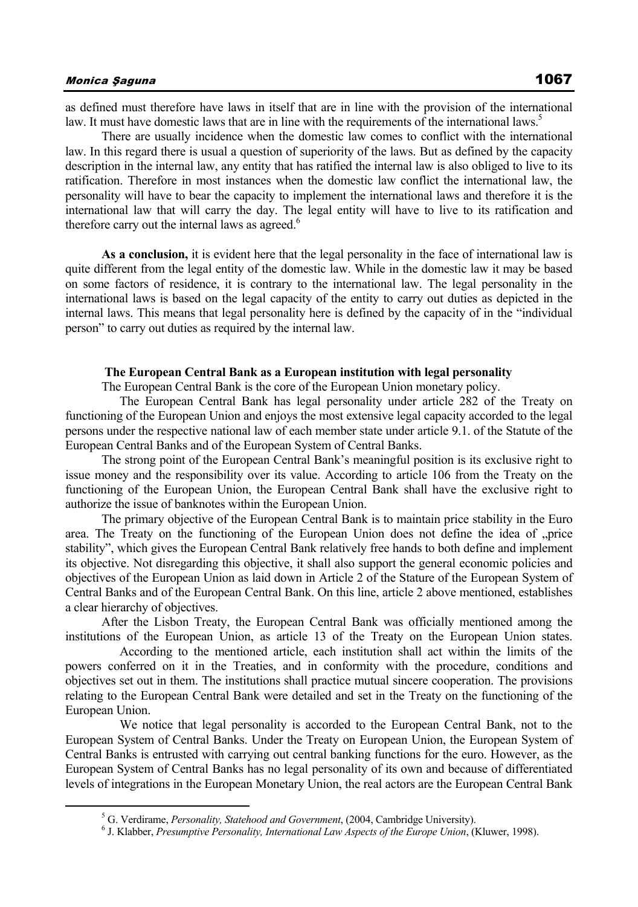as defined must therefore have laws in itself that are in line with the provision of the international law. It must have domestic laws that are in line with the requirements of the international laws.[5]

There are usually incidence when the domestic law comes to conflict with the international law. In this regard there is usual a question of superiority of the laws. But as defined by the capacity description in the internal law, any entity that has ratified the internal law is also obliged to live to its ratification. Therefore in most instances when the domestic law conflict the international law, the personality will have to bear the capacity to implement the international laws and therefore it is the international law that will carry the day. The legal entity will have to live to its ratification and therefore carry out the internal laws as agreed.[6]

**As a conclusion,** it is evident here that the legal personality in the face of international law is quite different from the legal entity of the domestic law. While in the domestic law it may be based on some factors of residence, it is contrary to the international law. The legal personality in the international laws is based on the legal capacity of the entity to carry out duties as depicted in the internal laws. This means that legal personality here is defined by the capacity of in the "individual person" to carry out duties as required by the internal law.

**The European Central Bank as a European institution with legal personality**

The European Central Bank is the core of the European Union monetary policy.

The European Central Bank has legal personality under article 282 of the Treaty on functioning of the European Union and enjoys the most extensive legal capacity accorded to the legal persons under the respective national law of each member state under article 9.1. of the Statute of the European Central Banks and of the European System of Central Banks.

The strong point of the European Central Bank's meaningful position is its exclusive right to issue money and the responsibility over its value. According to article 106 from the Treaty on the functioning of the European Union, the European Central Bank shall have the exclusive right to authorize the issue of banknotes within the European Union.

The primary objective of the European Central Bank is to maintain price stability in the Euro area. The Treaty on the functioning of the European Union does not define the idea of „price stability", which gives the European Central Bank relatively free hands to both define and implement its objective. Not disregarding this objective, it shall also support the general economic policies and objectives of the European Union as laid down in Article 2 of the Stature of the European System of Central Banks and of the European Central Bank. On this line, article 2 above mentioned, establishes a clear hierarchy of objectives.

After the Lisbon Treaty, the European Central Bank was officially mentioned among the institutions of the European Union, as article 13 of the Treaty on the European Union states.

According to the mentioned article, each institution shall act within the limits of the powers conferred on it in the Treaties, and in conformity with the procedure, conditions and objectives set out in them. The institutions shall practice mutual sincere cooperation. The provisions relating to the European Central Bank were detailed and set in the Treaty on the functioning of the European Union.

We notice that legal personality is accorded to the European Central Bank, not to the European System of Central Banks. Under the Treaty on European Union, the European System of Central Banks is entrusted with carrying out central banking functions for the euro. However, as the European System of Central Banks has no legal personality of its own and because of differentiated levels of integrations in the European Monetary Union, the real actors are the European Central Bank

---

[5] G. Verdirame, *Personality, Statehood and Government*, (2004, Cambridge University).

[6] J. Klabber, *Presumptive Personality, International Law Aspects of the Europe Union*, (Kluwer, 1998).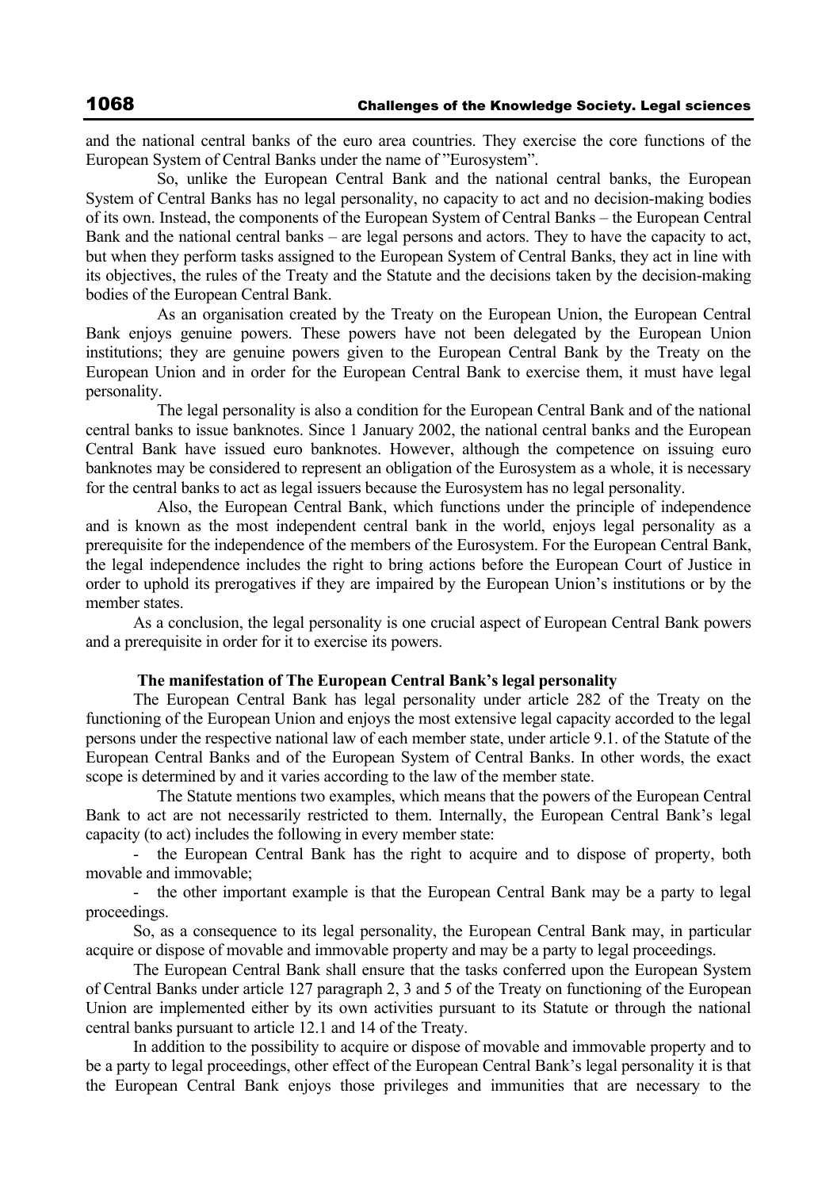and the national central banks of the euro area countries. They exercise the core functions of the European System of Central Banks under the name of "Eurosystem".

So, unlike the European Central Bank and the national central banks, the European System of Central Banks has no legal personality, no capacity to act and no decision-making bodies of its own. Instead, the components of the European System of Central Banks – the European Central Bank and the national central banks – are legal persons and actors. They to have the capacity to act, but when they perform tasks assigned to the European System of Central Banks, they act in line with its objectives, the rules of the Treaty and the Statute and the decisions taken by the decision-making bodies of the European Central Bank.

As an organisation created by the Treaty on the European Union, the European Central Bank enjoys genuine powers. These powers have not been delegated by the European Union institutions; they are genuine powers given to the European Central Bank by the Treaty on the European Union and in order for the European Central Bank to exercise them, it must have legal personality.

The legal personality is also a condition for the European Central Bank and of the national central banks to issue banknotes. Since 1 January 2002, the national central banks and the European Central Bank have issued euro banknotes. However, although the competence on issuing euro banknotes may be considered to represent an obligation of the Eurosystem as a whole, it is necessary for the central banks to act as legal issuers because the Eurosystem has no legal personality.

Also, the European Central Bank, which functions under the principle of independence and is known as the most independent central bank in the world, enjoys legal personality as a prerequisite for the independence of the members of the Eurosystem. For the European Central Bank, the legal independence includes the right to bring actions before the European Court of Justice in order to uphold its prerogatives if they are impaired by the European Union's institutions or by the member states.

As a conclusion, the legal personality is one crucial aspect of European Central Bank powers and a prerequisite in order for it to exercise its powers.

**The manifestation of The European Central Bank's legal personality**

The European Central Bank has legal personality under article 282 of the Treaty on the functioning of the European Union and enjoys the most extensive legal capacity accorded to the legal persons under the respective national law of each member state, under article 9.1. of the Statute of the European Central Banks and of the European System of Central Banks. In other words, the exact scope is determined by and it varies according to the law of the member state.

The Statute mentions two examples, which means that the powers of the European Central Bank to act are not necessarily restricted to them. Internally, the European Central Bank's legal capacity (to act) includes the following in every member state:

- the European Central Bank has the right to acquire and to dispose of property, both movable and immovable;
- the other important example is that the European Central Bank may be a party to legal proceedings.

So, as a consequence to its legal personality, the European Central Bank may, in particular acquire or dispose of movable and immovable property and may be a party to legal proceedings.

The European Central Bank shall ensure that the tasks conferred upon the European System of Central Banks under article 127 paragraph 2, 3 and 5 of the Treaty on functioning of the European Union are implemented either by its own activities pursuant to its Statute or through the national central banks pursuant to article 12.1 and 14 of the Treaty.

In addition to the possibility to acquire or dispose of movable and immovable property and to be a party to legal proceedings, other effect of the European Central Bank's legal personality it is that the European Central Bank enjoys those privileges and immunities that are necessary to the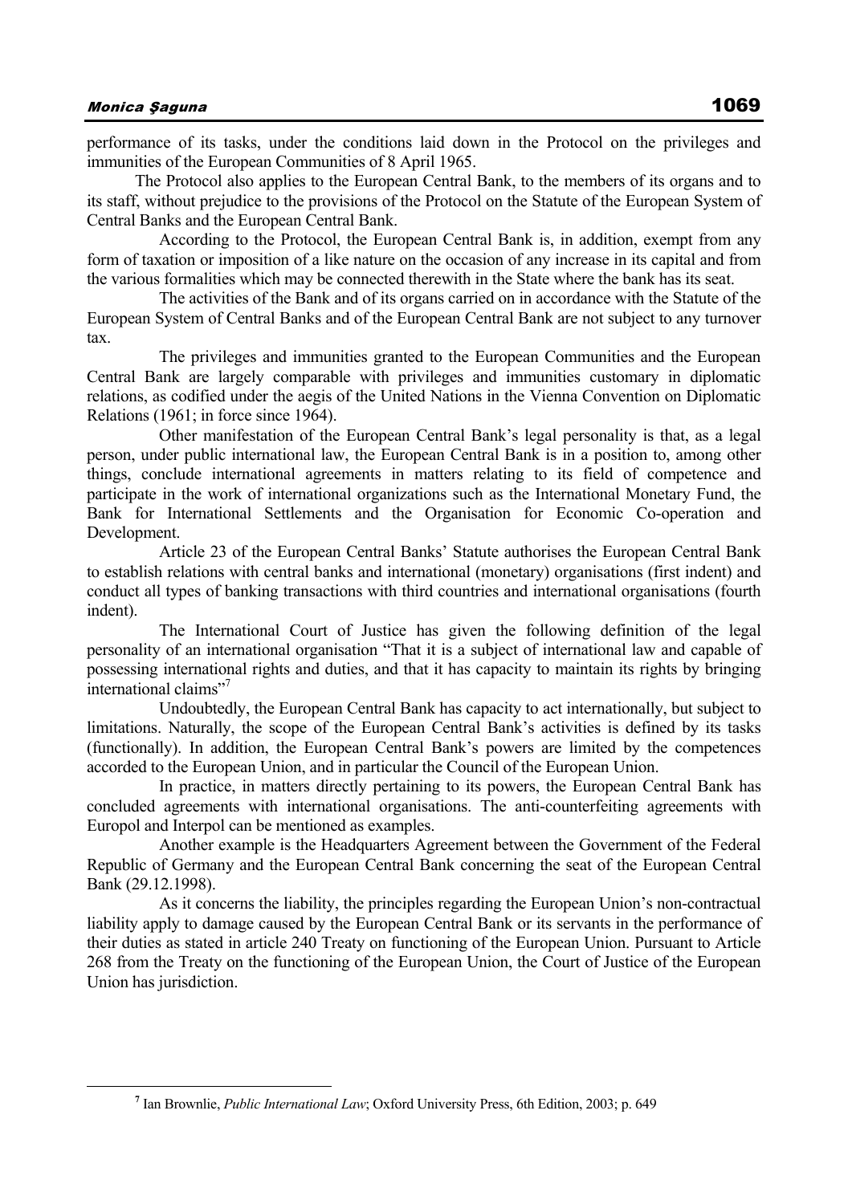performance of its tasks, under the conditions laid down in the Protocol on the privileges and immunities of the European Communities of 8 April 1965.

The Protocol also applies to the European Central Bank, to the members of its organs and to its staff, without prejudice to the provisions of the Protocol on the Statute of the European System of Central Banks and the European Central Bank.

According to the Protocol, the European Central Bank is, in addition, exempt from any form of taxation or imposition of a like nature on the occasion of any increase in its capital and from the various formalities which may be connected therewith in the State where the bank has its seat.

The activities of the Bank and of its organs carried on in accordance with the Statute of the European System of Central Banks and of the European Central Bank are not subject to any turnover tax.

The privileges and immunities granted to the European Communities and the European Central Bank are largely comparable with privileges and immunities customary in diplomatic relations, as codified under the aegis of the United Nations in the Vienna Convention on Diplomatic Relations (1961; in force since 1964).

Other manifestation of the European Central Bank's legal personality is that, as a legal person, under public international law, the European Central Bank is in a position to, among other things, conclude international agreements in matters relating to its field of competence and participate in the work of international organizations such as the International Monetary Fund, the Bank for International Settlements and the Organisation for Economic Co-operation and Development.

Article 23 of the European Central Banks' Statute authorises the European Central Bank to establish relations with central banks and international (monetary) organisations (first indent) and conduct all types of banking transactions with third countries and international organisations (fourth indent).

The International Court of Justice has given the following definition of the legal personality of an international organisation "That it is a subject of international law and capable of possessing international rights and duties, and that it has capacity to maintain its rights by bringing international claims"[7]

Undoubtedly, the European Central Bank has capacity to act internationally, but subject to limitations. Naturally, the scope of the European Central Bank's activities is defined by its tasks (functionally). In addition, the European Central Bank's powers are limited by the competences accorded to the European Union, and in particular the Council of the European Union.

In practice, in matters directly pertaining to its powers, the European Central Bank has concluded agreements with international organisations. The anti-counterfeiting agreements with Europol and Interpol can be mentioned as examples.

Another example is the Headquarters Agreement between the Government of the Federal Republic of Germany and the European Central Bank concerning the seat of the European Central Bank (29.12.1998).

As it concerns the liability, the principles regarding the European Union's non-contractual liability apply to damage caused by the European Central Bank or its servants in the performance of their duties as stated in article 240 Treaty on functioning of the European Union. Pursuant to Article 268 from the Treaty on the functioning of the European Union, the Court of Justice of the European Union has jurisdiction.

---

[7] Ian Brownlie, *Public International Law*; Oxford University Press, 6th Edition, 2003; p. 649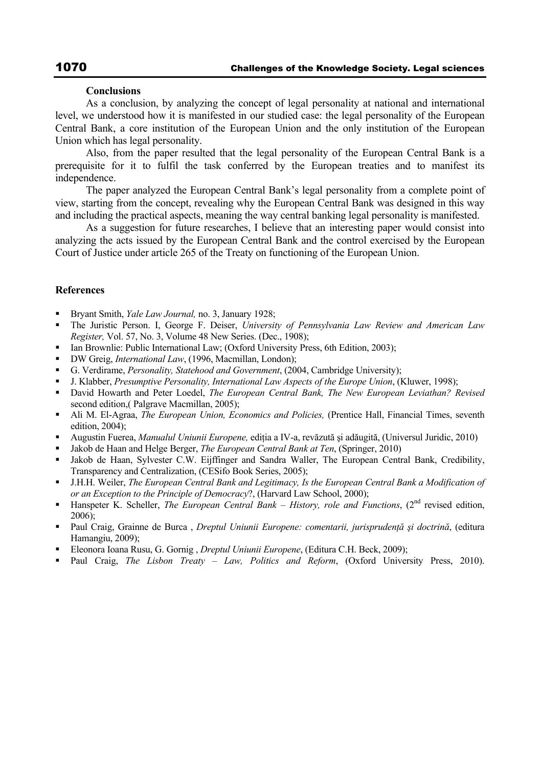**Conclusions**

As a conclusion, by analyzing the concept of legal personality at national and international level, we understood how it is manifested in our studied case: the legal personality of the European Central Bank, a core institution of the European Union and the only institution of the European Union which has legal personality.

Also, from the paper resulted that the legal personality of the European Central Bank is a prerequisite for it to fulfil the task conferred by the European treaties and to manifest its independence.

The paper analyzed the European Central Bank's legal personality from a complete point of view, starting from the concept, revealing why the European Central Bank was designed in this way and including the practical aspects, meaning the way central banking legal personality is manifested.

As a suggestion for future researches, I believe that an interesting paper would consist into analyzing the acts issued by the European Central Bank and the control exercised by the European Court of Justice under article 265 of the Treaty on functioning of the European Union.

## References

- Bryant Smith, *Yale Law Journal,* no. 3, January 1928;
- The Juristic Person. I, George F. Deiser, *University of Pennsylvania Law Review and American Law Register,* Vol. 57, No. 3, Volume 48 New Series. (Dec., 1908);
- Ian Brownlie: Public International Law; (Oxford University Press, 6th Edition, 2003);
- DW Greig, *International Law*, (1996, Macmillan, London);
- G. Verdirame, *Personality, Statehood and Government*, (2004, Cambridge University);
- J. Klabber, *Presumptive Personality, International Law Aspects of the Europe Union*, (Kluwer, 1998);
- David Howarth and Peter Loedel, *The European Central Bank, The New European Leviathan? Revised* second edition,( Palgrave Macmillan, 2005);
- Ali M. El-Agraa, *The European Union, Economics and Policies,* (Prentice Hall, Financial Times, seventh edition, 2004);
- Augustin Fuerea, *Manualul Uniunii Europene,* ediția a IV-a, revăzută şi adăugită, (Universul Juridic, 2010)
- Jakob de Haan and Helge Berger, *The European Central Bank at Ten*, (Springer, 2010)
- Jakob de Haan, Sylvester C.W. Eijffinger and Sandra Waller, The European Central Bank, Credibility, Transparency and Centralization, (CESifo Book Series, 2005);
- J.H.H. Weiler, *The European Central Bank and Legitimacy, Is the European Central Bank a Modification of or an Exception to the Principle of Democracy*?, (Harvard Law School, 2000);
- Hanspeter K. Scheller, *The European Central Bank – History, role and Functions*, (2nd revised edition, 2006);
- Paul Craig, Grainne de Burca , *Dreptul Uniunii Europene: comentarii, jurisprudență şi doctrină*, (editura Hamangiu, 2009);
- Eleonora Ioana Rusu, G. Gornig , *Dreptul Uniunii Europene*, (Editura C.H. Beck, 2009);
- Paul Craig, *The Lisbon Treaty – Law, Politics and Reform*, (Oxford University Press, 2010).